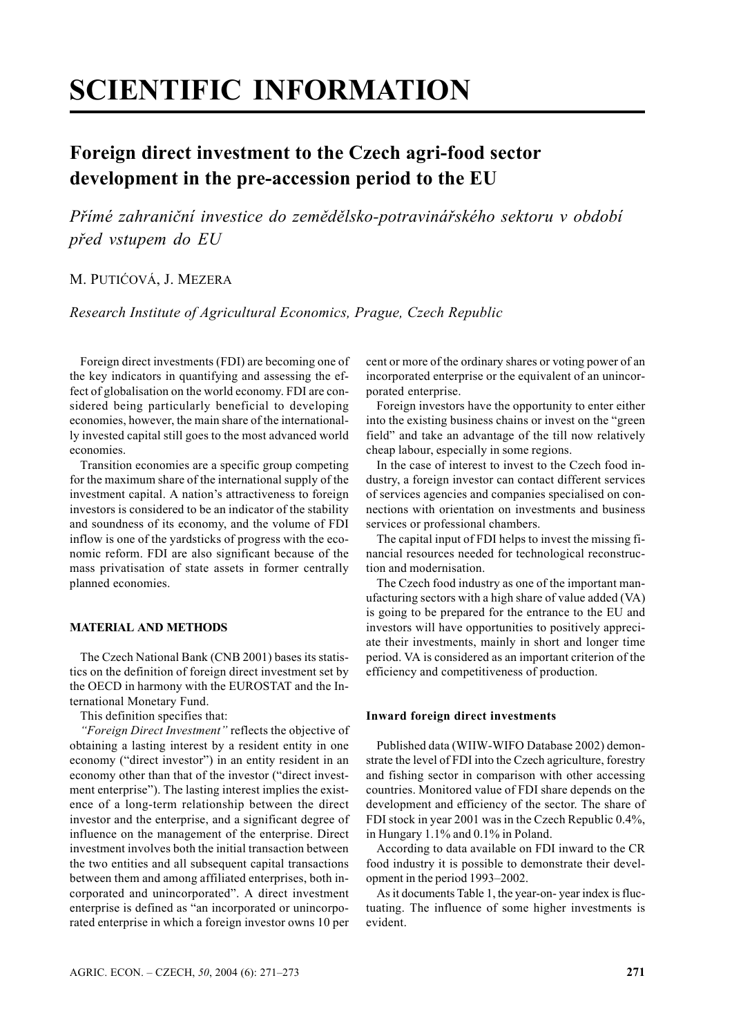# SCIENTIFIC INFORMATION

## Foreign direct investment to the Czech agri-food sector development in the pre-accession period to the EU

*Přímé zahraniční investice do zemědělsko-potravinářského sektoru v období před vstupem do EU*

M. Putićová, J. Mezera

*Research Institute of Agricultural Economics, Prague, Czech Republic*

Foreign direct investments (FDI) are becoming one of the key indicators in quantifying and assessing the effect of globalisation on the world economy. FDI are considered being particularly beneficial to developing economies, however, the main share of the internationally invested capital still goes to the most advanced world economies.

Transition economies are a specific group competing for the maximum share of the international supply of the investment capital. A nation's attractiveness to foreign investors is considered to be an indicator of the stability and soundness of its economy, and the volume of FDI inflow is one of the yardsticks of progress with the economic reform. FDI are also significant because of the mass privatisation of state assets in former centrally planned economies.

### MATERIAL AND METHODS

The Czech National Bank (CNB 2001) bases its statistics on the definition of foreign direct investment set by the OECD in harmony with the EUROSTAT and the International Monetary Fund.

This definition specifies that:

*"Foreign Direct Investment"* reflects the objective of obtaining a lasting interest by a resident entity in one economy ("direct investor") in an entity resident in an economy other than that of the investor ("direct investment enterprise"). The lasting interest implies the existence of a long-term relationship between the direct investor and the enterprise, and a significant degree of influence on the management of the enterprise. Direct investment involves both the initial transaction between the two entities and all subsequent capital transactions between them and among affiliated enterprises, both incorporated and unincorporated". A direct investment enterprise is defined as "an incorporated or unincorporated enterprise in which a foreign investor owns 10 per cent or more of the ordinary shares or voting power of an incorporated enterprise or the equivalent of an unincorporated enterprise.

Foreign investors have the opportunity to enter either into the existing business chains or invest on the "green field" and take an advantage of the till now relatively cheap labour, especially in some regions.

In the case of interest to invest to the Czech food industry, a foreign investor can contact different services of services agencies and companies specialised on connections with orientation on investments and business services or professional chambers.

The capital input of FDI helps to invest the missing financial resources needed for technological reconstruction and modernisation.

The Czech food industry as one of the important manufacturing sectors with a high share of value added (VA) is going to be prepared for the entrance to the EU and investors will have opportunities to positively appreciate their investments, mainly in short and longer time period. VA is considered as an important criterion of the efficiency and competitiveness of production.

#### Inward foreign direct investments

Published data (WIIW-WIFO Database 2002) demonstrate the level of FDI into the Czech agriculture, forestry and fishing sector in comparison with other accessing countries. Monitored value of FDI share depends on the development and efficiency of the sector. The share of FDI stock in year 2001 was in the Czech Republic 0.4%, in Hungary 1.1% and 0.1% in Poland.

According to data available on FDI inward to the CR food industry it is possible to demonstrate their development in the period 1993–2002.

As it documents Table 1, the year-on- year index is fluctuating. The influence of some higher investments is evident.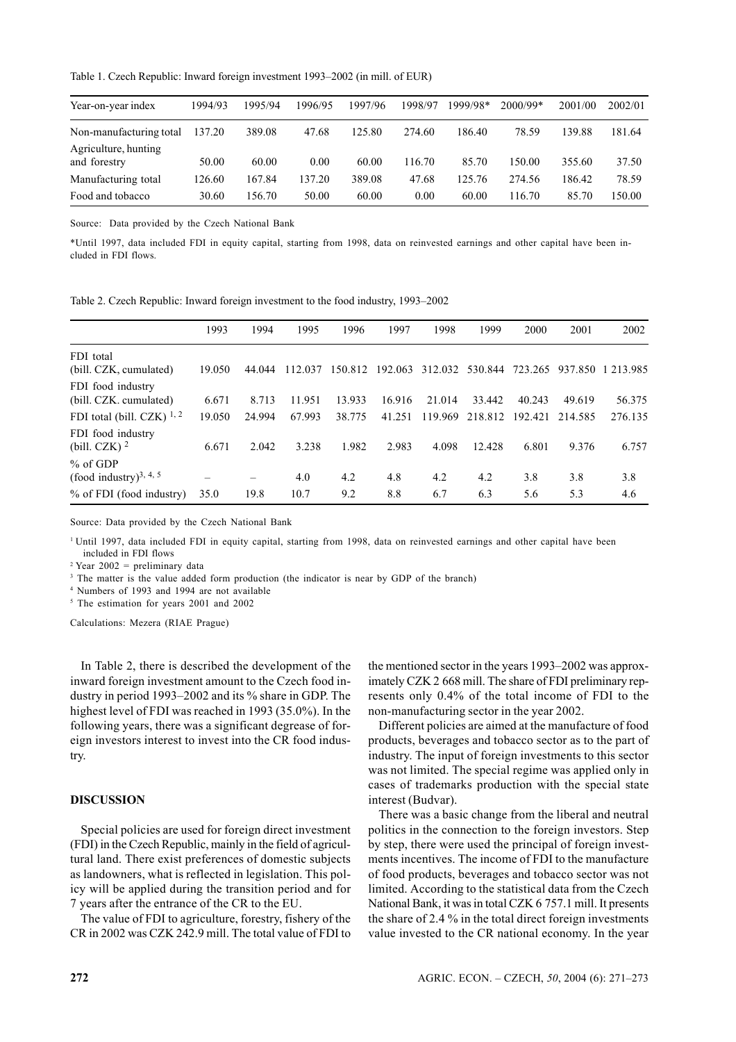Table 1. Czech Republic: Inward foreign investment 1993–2002 (in mill. of EUR)

| Year-on-year index | 1994/93 | 1995/94 | 1996/95 | 1997/96 | 1998/97 | 1999/98* | 2000/99* | 2001/00 | 2002/01 |
|---|---|---|---|---|---|---|---|---|---|
| Non-manufacturing total | 137.20 | 389.08 | 47.68 | 125.80 | 274.60 | 186.40 | 78.59 | 139.88 | 181.64 |
| Agriculture, hunting and forestry | 50.00 | 60.00 | 0.00 | 60.00 | 116.70 | 85.70 | 150.00 | 355.60 | 37.50 |
| Manufacturing total | 126.60 | 167.84 | 137.20 | 389.08 | 47.68 | 125.76 | 274.56 | 186.42 | 78.59 |
| Food and tobacco | 30.60 | 156.70 | 50.00 | 60.00 | 0.00 | 60.00 | 116.70 | 85.70 | 150.00 |

Source: Data provided by the Czech National Bank

*Until 1997, data included FDI in equity capital, starting from 1998, data on reinvested earnings and other capital have been included in FDI flows.

Table 2. Czech Republic: Inward foreign investment to the food industry, 1993–2002

| | 1993 | 1994 | 1995 | 1996 | 1997 | 1998 | 1999 | 2000 | 2001 | 2002 |
|---|---|---|---|---|---|---|---|---|---|---|
| FDI total (bill. CZK, cumulated) | 19.050 | 44.044 | 112.037 | 150.812 | 192.063 | 312.032 | 530.844 | 723.265 | 937.850 | 1 213.985 |
| FDI food industry (bill. CZK. cumulated) | 6.671 | 8.713 | 11.951 | 13.933 | 16.916 | 21.014 | 33.442 | 40.243 | 49.619 | 56.375 |
| FDI total (bill. CZK) [1, 2] | 19.050 | 24.994 | 67.993 | 38.775 | 41.251 | 119.969 | 218.812 | 192.421 | 214.585 | 276.135 |
| FDI food industry (bill. CZK) [2] | 6.671 | 2.042 | 3.238 | 1.982 | 2.983 | 4.098 | 12.428 | 6.801 | 9.376 | 6.757 |
| % of GDP (food industry)[3, 4, 5] | – | – | 4.0 | 4.2 | 4.8 | 4.2 | 4.2 | 3.8 | 3.8 | 3.8 |
| % of FDI (food industry) | 35.0 | 19.8 | 10.7 | 9.2 | 8.8 | 6.7 | 6.3 | 5.6 | 5.3 | 4.6 |

Source: Data provided by the Czech National Bank

[1] Until 1997, data included FDI in equity capital, starting from 1998, data on reinvested earnings and other capital have been included in FDI flows

[2] Year 2002 = preliminary data

[3] The matter is the value added form production (the indicator is near by GDP of the branch)

[4] Numbers of 1993 and 1994 are not available

[5] The estimation for years 2001 and 2002

Calculations: Mezera (RIAE Prague)

In Table 2, there is described the development of the inward foreign investment amount to the Czech food industry in period 1993–2002 and its % share in GDP. The highest level of FDI was reached in 1993 (35.0%). In the following years, there was a significant degrease of foreign investors interest to invest into the CR food industry.

## DISCUSSION

Special policies are used for foreign direct investment (FDI) in the Czech Republic, mainly in the field of agricultural land. There exist preferences of domestic subjects as landowners, what is reflected in legislation. This policy will be applied during the transition period and for 7 years after the entrance of the CR to the EU.

The value of FDI to agriculture, forestry, fishery of the CR in 2002 was CZK 242.9 mill. The total value of FDI to the mentioned sector in the years 1993–2002 was approximately CZK 2 668 mill. The share of FDI preliminary represents only 0.4% of the total income of FDI to the non-manufacturing sector in the year 2002.

Different policies are aimed at the manufacture of food products, beverages and tobacco sector as to the part of industry. The input of foreign investments to this sector was not limited. The special regime was applied only in cases of trademarks production with the special state interest (Budvar).

There was a basic change from the liberal and neutral politics in the connection to the foreign investors. Step by step, there were used the principal of foreign investments incentives. The income of FDI to the manufacture of food products, beverages and tobacco sector was not limited. According to the statistical data from the Czech National Bank, it was in total CZK 6 757.1 mill. It presents the share of 2.4 % in the total direct foreign investments value invested to the CR national economy. In the year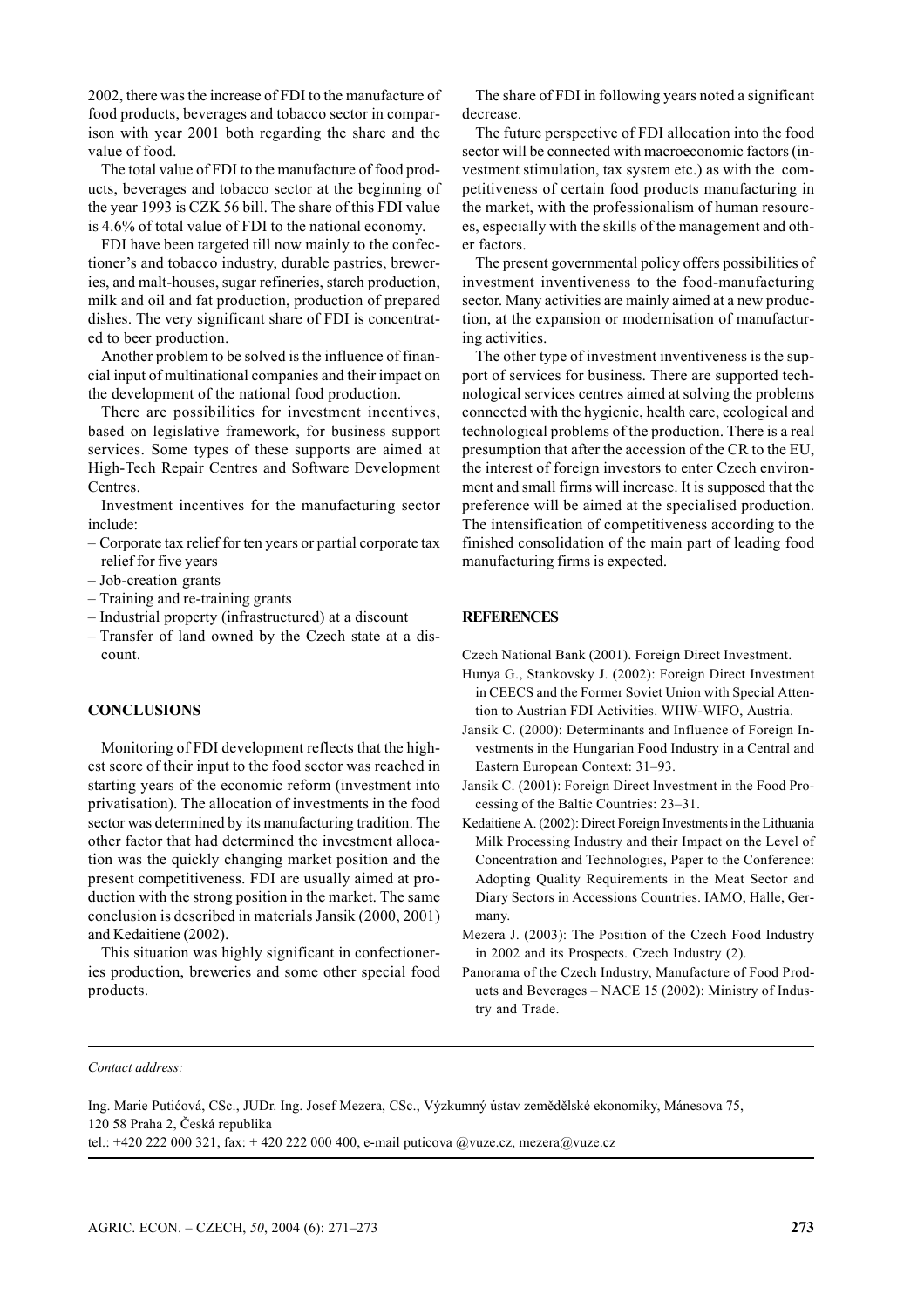2002, there was the increase of FDI to the manufacture of food products, beverages and tobacco sector in comparison with year 2001 both regarding the share and the value of food.

The total value of FDI to the manufacture of food products, beverages and tobacco sector at the beginning of the year 1993 is CZK 56 bill. The share of this FDI value is 4.6% of total value of FDI to the national economy.

FDI have been targeted till now mainly to the confectioner's and tobacco industry, durable pastries, breweries, and malt-houses, sugar refineries, starch production, milk and oil and fat production, production of prepared dishes. The very significant share of FDI is concentrated to beer production.

Another problem to be solved is the influence of financial input of multinational companies and their impact on the development of the national food production.

There are possibilities for investment incentives, based on legislative framework, for business support services. Some types of these supports are aimed at High-Tech Repair Centres and Software Development Centres.

Investment incentives for the manufacturing sector include:

- Corporate tax relief for ten years or partial corporate tax relief for five years
- Job-creation grants
- Training and re-training grants
- Industrial property (infrastructured) at a discount
- Transfer of land owned by the Czech state at a discount.

## CONCLUSIONS

Monitoring of FDI development reflects that the highest score of their input to the food sector was reached in starting years of the economic reform (investment into privatisation). The allocation of investments in the food sector was determined by its manufacturing tradition. The other factor that had determined the investment allocation was the quickly changing market position and the present competitiveness. FDI are usually aimed at production with the strong position in the market. The same conclusion is described in materials Jansik (2000, 2001) and Kedaitiene (2002).

This situation was highly significant in confectioneries production, breweries and some other special food products.

The share of FDI in following years noted a significant decrease.

The future perspective of FDI allocation into the food sector will be connected with macroeconomic factors (investment stimulation, tax system etc.) as with the competitiveness of certain food products manufacturing in the market, with the professionalism of human resources, especially with the skills of the management and other factors.

The present governmental policy offers possibilities of investment inventiveness to the food-manufacturing sector. Many activities are mainly aimed at a new production, at the expansion or modernisation of manufacturing activities.

The other type of investment inventiveness is the support of services for business. There are supported technological services centres aimed at solving the problems connected with the hygienic, health care, ecological and technological problems of the production. There is a real presumption that after the accession of the CR to the EU, the interest of foreign investors to enter Czech environment and small firms will increase. It is supposed that the preference will be aimed at the specialised production. The intensification of competitiveness according to the finished consolidation of the main part of leading food manufacturing firms is expected.

## REFERENCES

Czech National Bank (2001). Foreign Direct Investment.

Hunya G., Stankovsky J. (2002): Foreign Direct Investment in CEECS and the Former Soviet Union with Special Attention to Austrian FDI Activities. WIIW-WIFO, Austria.

Jansik C. (2000): Determinants and Influence of Foreign Investments in the Hungarian Food Industry in a Central and Eastern European Context: 31–93.

Jansik C. (2001): Foreign Direct Investment in the Food Processing of the Baltic Countries: 23–31.

Kedaitiene A. (2002): Direct Foreign Investments in the Lithuania Milk Processing Industry and their Impact on the Level of Concentration and Technologies, Paper to the Conference: Adopting Quality Requirements in the Meat Sector and Diary Sectors in Accessions Countries. IAMO, Halle, Germany.

Mezera J. (2003): The Position of the Czech Food Industry in 2002 and its Prospects. Czech Industry (2).

Panorama of the Czech Industry, Manufacture of Food Products and Beverages – NACE 15 (2002): Ministry of Industry and Trade.

---

*Contact address:*

Ing. Marie Putićová, CSc., JUDr. Ing. Josef Mezera, CSc., Výzkumný ústav zemědělské ekonomiky, Mánesova 75, 120 58 Praha 2, Česká republika
tel.: +420 222 000 321, fax: + 420 222 000 400, e-mail puticova @vuze.cz, mezera@vuze.cz